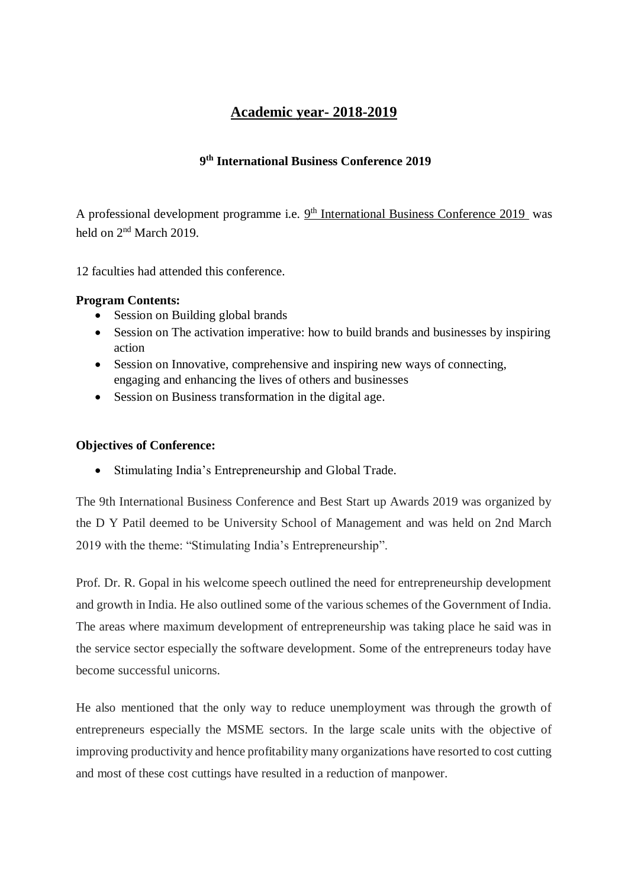# Academic year- 2018-2019

## 9th International Business Conference 2019

A professional development programme i.e. 9th International Business Conference 2019 was held on 2nd March 2019.

12 faculties had attended this conference.

**Program Contents:**

- Session on Building global brands
- Session on The activation imperative: how to build brands and businesses by inspiring action
- Session on Innovative, comprehensive and inspiring new ways of connecting, engaging and enhancing the lives of others and businesses
- Session on Business transformation in the digital age.

**Objectives of Conference:**

- Stimulating India's Entrepreneurship and Global Trade.

The 9th International Business Conference and Best Start up Awards 2019 was organized by the D Y Patil deemed to be University School of Management and was held on 2nd March 2019 with the theme: "Stimulating India's Entrepreneurship".

Prof. Dr. R. Gopal in his welcome speech outlined the need for entrepreneurship development and growth in India. He also outlined some of the various schemes of the Government of India. The areas where maximum development of entrepreneurship was taking place he said was in the service sector especially the software development. Some of the entrepreneurs today have become successful unicorns.

He also mentioned that the only way to reduce unemployment was through the growth of entrepreneurs especially the MSME sectors. In the large scale units with the objective of improving productivity and hence profitability many organizations have resorted to cost cutting and most of these cost cuttings have resulted in a reduction of manpower.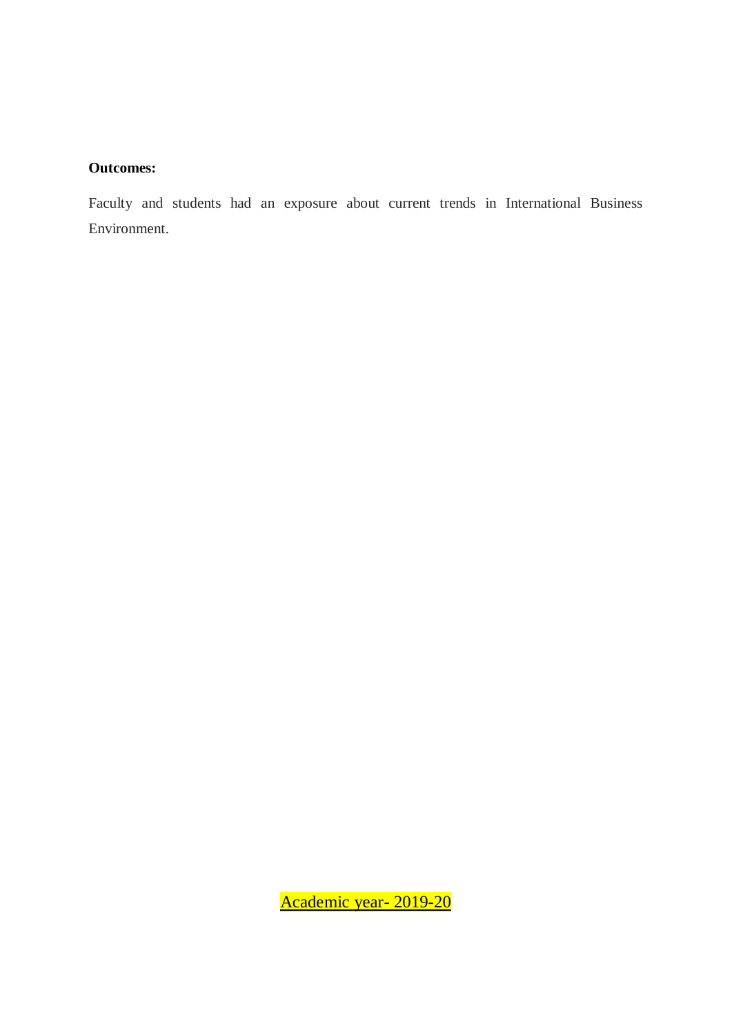**Outcomes:**

Faculty and students had an exposure about current trends in International Business Environment.

Academic year- 2019-20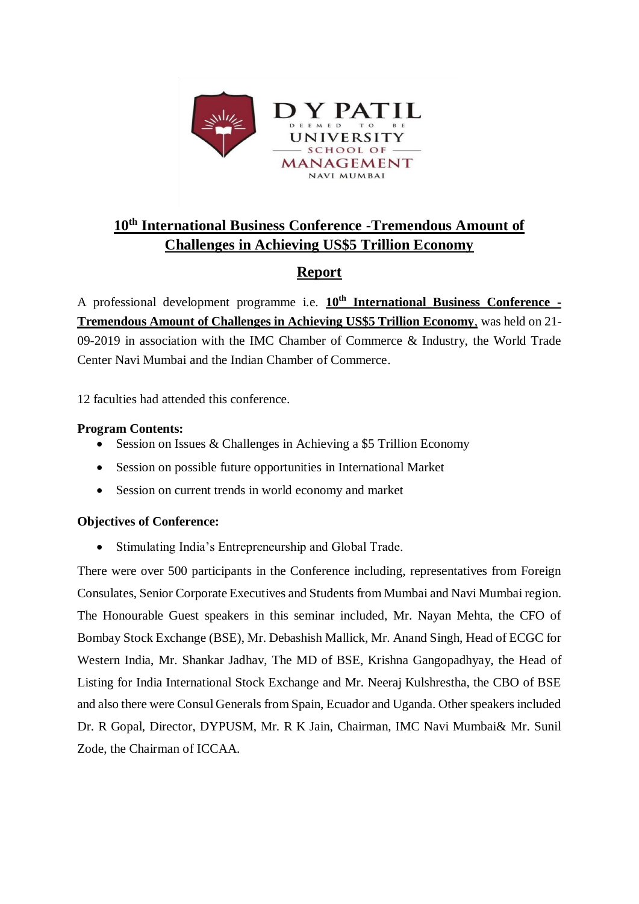D Y PATIL
DEEMED TO BE
UNIVERSITY
SCHOOL OF
MANAGEMENT
NAVI MUMBAI

# 10th International Business Conference -Tremendous Amount of Challenges in Achieving US$5 Trillion Economy

## Report

A professional development programme i.e. **10th International Business Conference - Tremendous Amount of Challenges in Achieving US$5 Trillion Economy**, was held on 21-09-2019 in association with the IMC Chamber of Commerce & Industry, the World Trade Center Navi Mumbai and the Indian Chamber of Commerce.

12 faculties had attended this conference.

**Program Contents:**

- Session on Issues & Challenges in Achieving a $5 Trillion Economy
- Session on possible future opportunities in International Market
- Session on current trends in world economy and market

**Objectives of Conference:**

- Stimulating India's Entrepreneurship and Global Trade.

There were over 500 participants in the Conference including, representatives from Foreign Consulates, Senior Corporate Executives and Students from Mumbai and Navi Mumbai region. The Honourable Guest speakers in this seminar included, Mr. Nayan Mehta, the CFO of Bombay Stock Exchange (BSE), Mr. Debashish Mallick, Mr. Anand Singh, Head of ECGC for Western India, Mr. Shankar Jadhav, The MD of BSE, Krishna Gangopadhyay, the Head of Listing for India International Stock Exchange and Mr. Neeraj Kulshrestha, the CBO of BSE and also there were Consul Generals from Spain, Ecuador and Uganda. Other speakers included Dr. R Gopal, Director, DYPUSM, Mr. R K Jain, Chairman, IMC Navi Mumbai& Mr. Sunil Zode, the Chairman of ICCAA.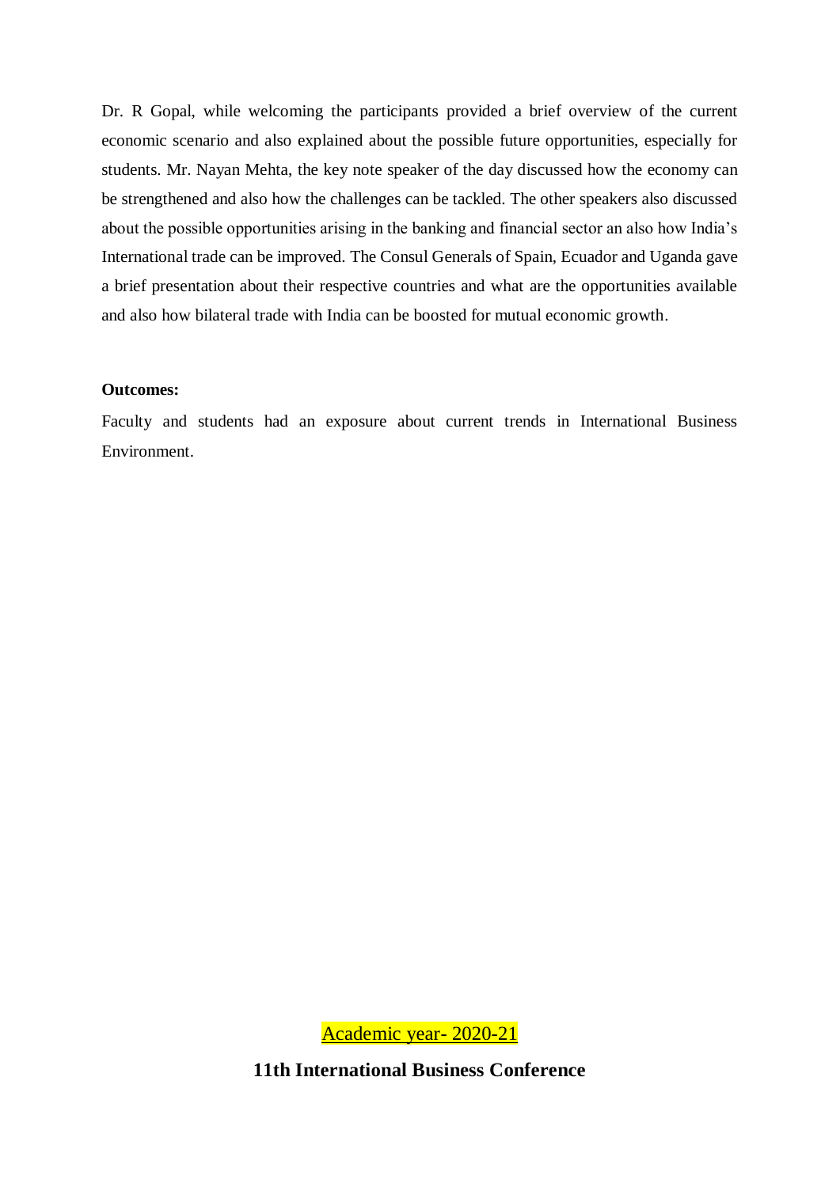Dr. R Gopal, while welcoming the participants provided a brief overview of the current economic scenario and also explained about the possible future opportunities, especially for students. Mr. Nayan Mehta, the key note speaker of the day discussed how the economy can be strengthened and also how the challenges can be tackled. The other speakers also discussed about the possible opportunities arising in the banking and financial sector an also how India's International trade can be improved. The Consul Generals of Spain, Ecuador and Uganda gave a brief presentation about their respective countries and what are the opportunities available and also how bilateral trade with India can be boosted for mutual economic growth.

**Outcomes:**

Faculty and students had an exposure about current trends in International Business Environment.

Academic year- 2020-21

**11th International Business Conference**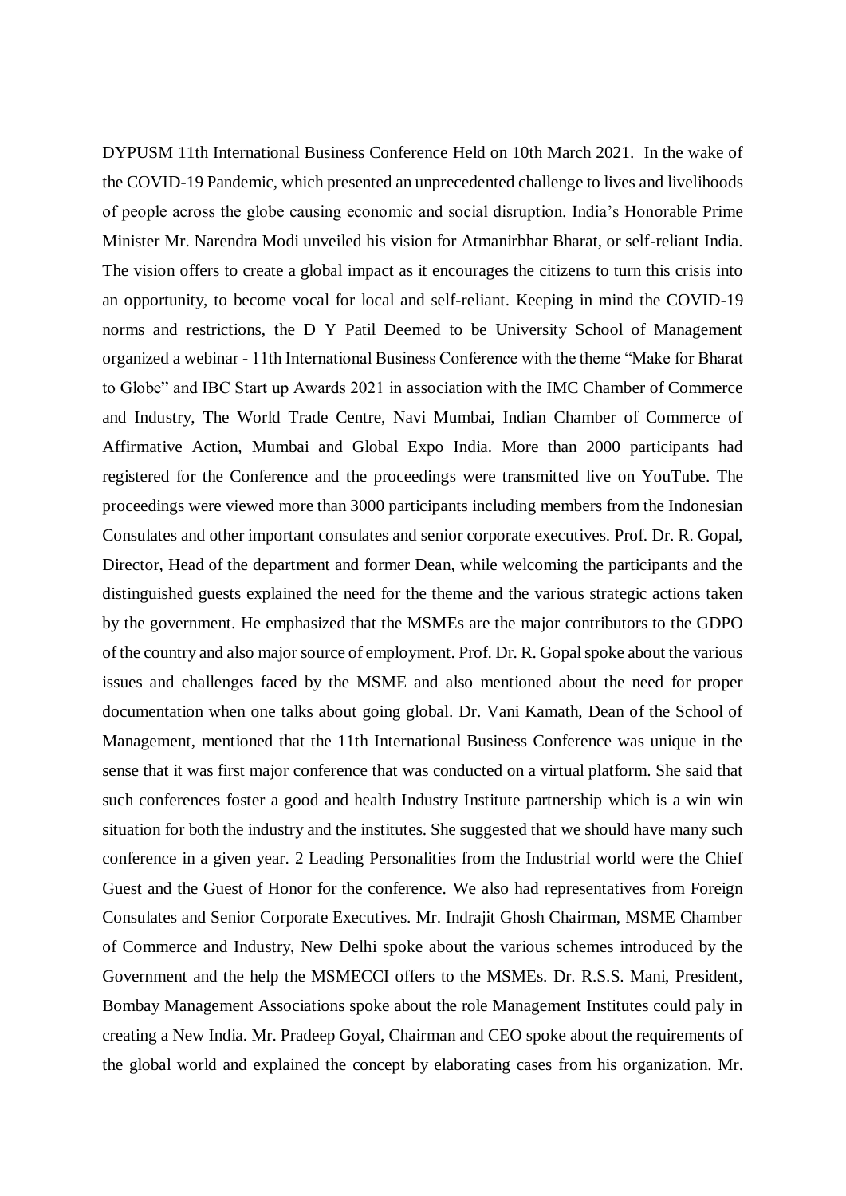DYPUSM 11th International Business Conference Held on 10th March 2021. In the wake of the COVID-19 Pandemic, which presented an unprecedented challenge to lives and livelihoods of people across the globe causing economic and social disruption. India's Honorable Prime Minister Mr. Narendra Modi unveiled his vision for Atmanirbhar Bharat, or self-reliant India. The vision offers to create a global impact as it encourages the citizens to turn this crisis into an opportunity, to become vocal for local and self-reliant. Keeping in mind the COVID-19 norms and restrictions, the D Y Patil Deemed to be University School of Management organized a webinar - 11th International Business Conference with the theme "Make for Bharat to Globe" and IBC Start up Awards 2021 in association with the IMC Chamber of Commerce and Industry, The World Trade Centre, Navi Mumbai, Indian Chamber of Commerce of Affirmative Action, Mumbai and Global Expo India. More than 2000 participants had registered for the Conference and the proceedings were transmitted live on YouTube. The proceedings were viewed more than 3000 participants including members from the Indonesian Consulates and other important consulates and senior corporate executives. Prof. Dr. R. Gopal, Director, Head of the department and former Dean, while welcoming the participants and the distinguished guests explained the need for the theme and the various strategic actions taken by the government. He emphasized that the MSMEs are the major contributors to the GDPO of the country and also major source of employment. Prof. Dr. R. Gopal spoke about the various issues and challenges faced by the MSME and also mentioned about the need for proper documentation when one talks about going global. Dr. Vani Kamath, Dean of the School of Management, mentioned that the 11th International Business Conference was unique in the sense that it was first major conference that was conducted on a virtual platform. She said that such conferences foster a good and health Industry Institute partnership which is a win win situation for both the industry and the institutes. She suggested that we should have many such conference in a given year. 2 Leading Personalities from the Industrial world were the Chief Guest and the Guest of Honor for the conference. We also had representatives from Foreign Consulates and Senior Corporate Executives. Mr. Indrajit Ghosh Chairman, MSME Chamber of Commerce and Industry, New Delhi spoke about the various schemes introduced by the Government and the help the MSMECCI offers to the MSMEs. Dr. R.S.S. Mani, President, Bombay Management Associations spoke about the role Management Institutes could paly in creating a New India. Mr. Pradeep Goyal, Chairman and CEO spoke about the requirements of the global world and explained the concept by elaborating cases from his organization. Mr.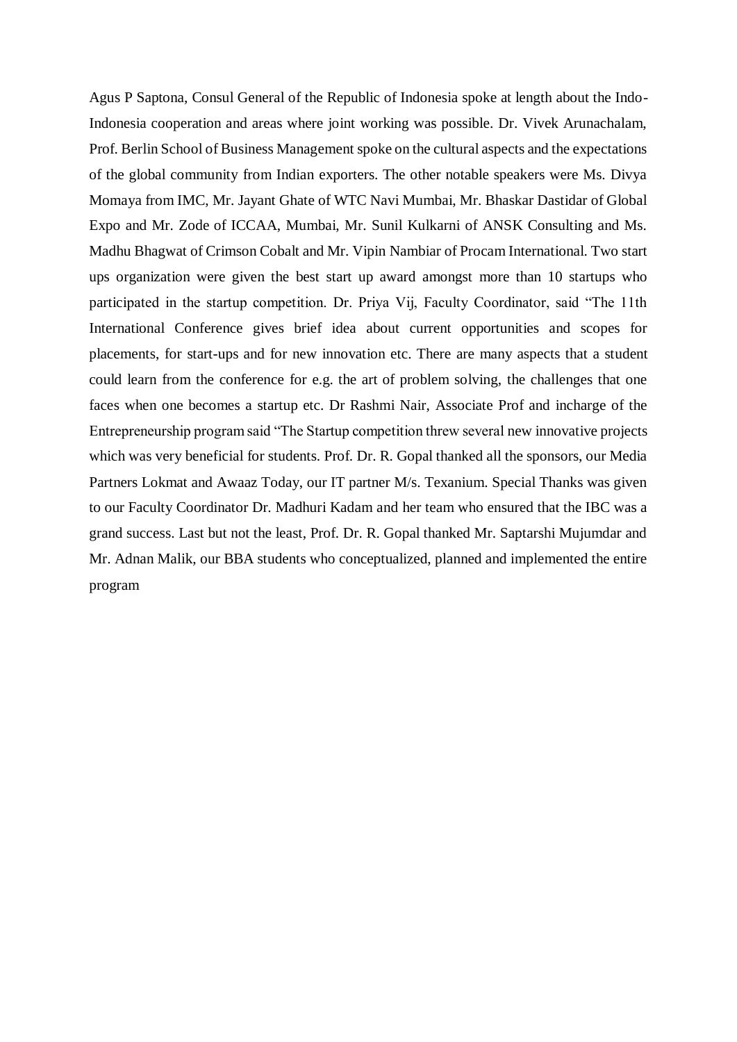Agus P Saptona, Consul General of the Republic of Indonesia spoke at length about the Indo-Indonesia cooperation and areas where joint working was possible. Dr. Vivek Arunachalam, Prof. Berlin School of Business Management spoke on the cultural aspects and the expectations of the global community from Indian exporters. The other notable speakers were Ms. Divya Momaya from IMC, Mr. Jayant Ghate of WTC Navi Mumbai, Mr. Bhaskar Dastidar of Global Expo and Mr. Zode of ICCAA, Mumbai, Mr. Sunil Kulkarni of ANSK Consulting and Ms. Madhu Bhagwat of Crimson Cobalt and Mr. Vipin Nambiar of Procam International. Two start ups organization were given the best start up award amongst more than 10 startups who participated in the startup competition. Dr. Priya Vij, Faculty Coordinator, said "The 11th International Conference gives brief idea about current opportunities and scopes for placements, for start-ups and for new innovation etc. There are many aspects that a student could learn from the conference for e.g. the art of problem solving, the challenges that one faces when one becomes a startup etc. Dr Rashmi Nair, Associate Prof and incharge of the Entrepreneurship program said "The Startup competition threw several new innovative projects which was very beneficial for students. Prof. Dr. R. Gopal thanked all the sponsors, our Media Partners Lokmat and Awaaz Today, our IT partner M/s. Texanium. Special Thanks was given to our Faculty Coordinator Dr. Madhuri Kadam and her team who ensured that the IBC was a grand success. Last but not the least, Prof. Dr. R. Gopal thanked Mr. Saptarshi Mujumdar and Mr. Adnan Malik, our BBA students who conceptualized, planned and implemented the entire program